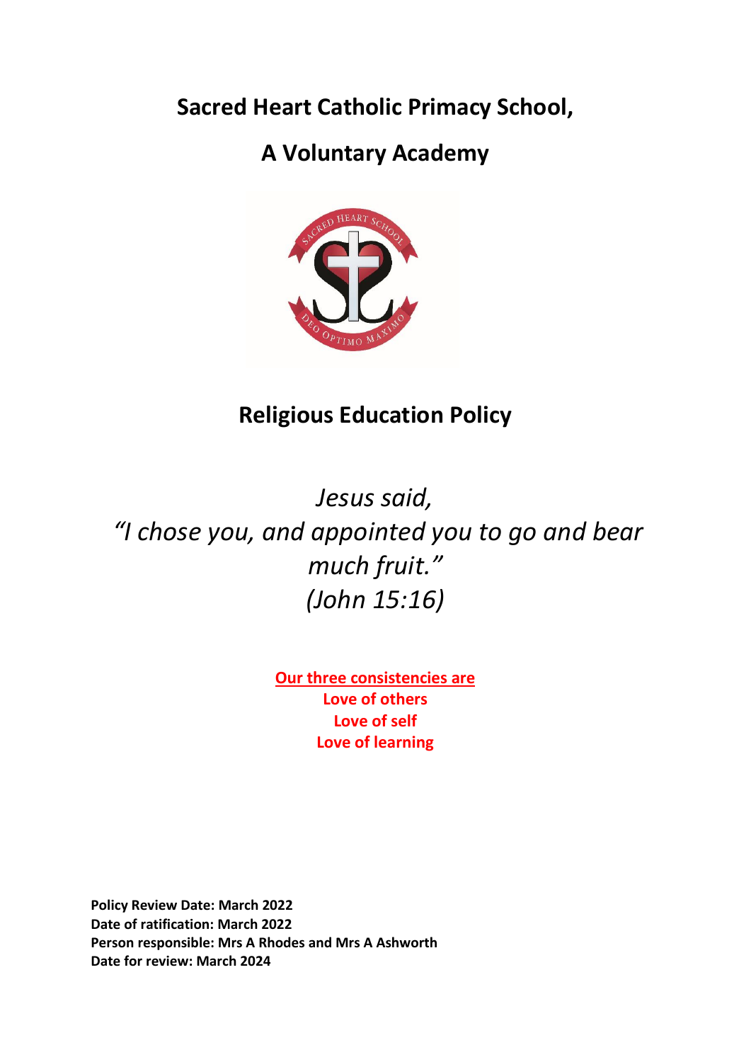# Sacred Heart Catholic Primacy School,

# A Voluntary Academy

## Religious Education Policy

*Jesus said,*
*"I chose you, and appointed you to go and bear much fruit."*
*(John 15:16)*

**Our three consistencies are**
**Love of others**
**Love of self**
**Love of learning**

**Policy Review Date: March 2022**
**Date of ratification: March 2022**
**Person responsible: Mrs A Rhodes and Mrs A Ashworth**
**Date for review: March 2024**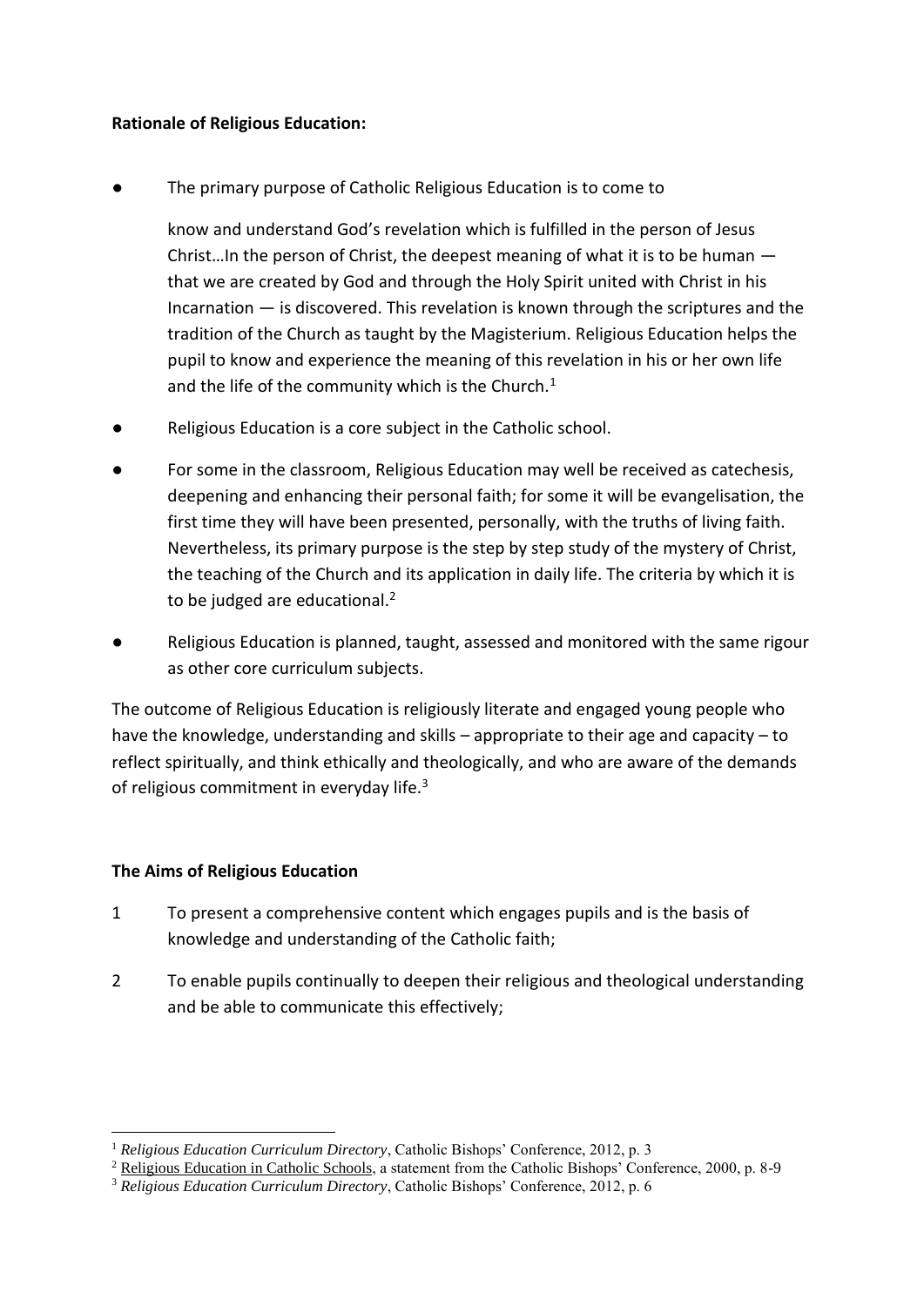**Rationale of Religious Education:**

- The primary purpose of Catholic Religious Education is to come to

  know and understand God's revelation which is fulfilled in the person of Jesus Christ…In the person of Christ, the deepest meaning of what it is to be human — that we are created by God and through the Holy Spirit united with Christ in his Incarnation — is discovered. This revelation is known through the scriptures and the tradition of the Church as taught by the Magisterium. Religious Education helps the pupil to know and experience the meaning of this revelation in his or her own life and the life of the community which is the Church.[1]

- Religious Education is a core subject in the Catholic school.
- For some in the classroom, Religious Education may well be received as catechesis, deepening and enhancing their personal faith; for some it will be evangelisation, the first time they will have been presented, personally, with the truths of living faith. Nevertheless, its primary purpose is the step by step study of the mystery of Christ, the teaching of the Church and its application in daily life. The criteria by which it is to be judged are educational.[2]
- Religious Education is planned, taught, assessed and monitored with the same rigour as other core curriculum subjects.

The outcome of Religious Education is religiously literate and engaged young people who have the knowledge, understanding and skills – appropriate to their age and capacity – to reflect spiritually, and think ethically and theologically, and who are aware of the demands of religious commitment in everyday life.[3]

**The Aims of Religious Education**

1. To present a comprehensive content which engages pupils and is the basis of knowledge and understanding of the Catholic faith;
2. To enable pupils continually to deepen their religious and theological understanding and be able to communicate this effectively;

---

[1] *Religious Education Curriculum Directory*, Catholic Bishops' Conference, 2012, p. 3

[2] Religious Education in Catholic Schools, a statement from the Catholic Bishops' Conference, 2000, p. 8-9

[3] *Religious Education Curriculum Directory*, Catholic Bishops' Conference, 2012, p. 6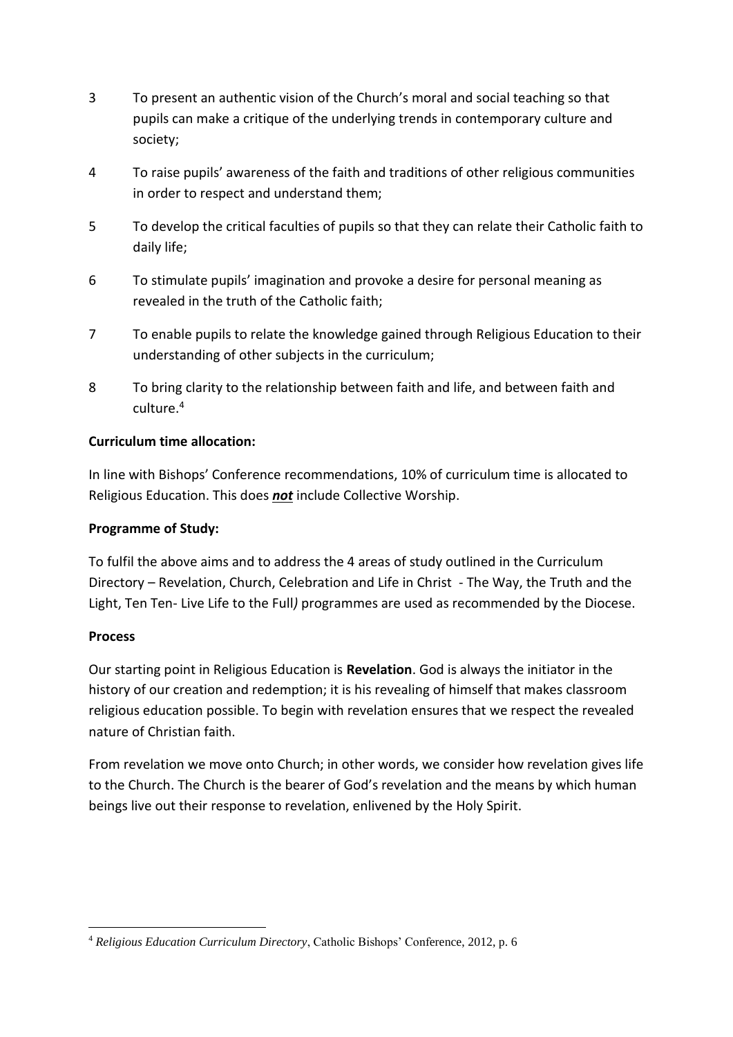3. To present an authentic vision of the Church's moral and social teaching so that pupils can make a critique of the underlying trends in contemporary culture and society;
4. To raise pupils' awareness of the faith and traditions of other religious communities in order to respect and understand them;
5. To develop the critical faculties of pupils so that they can relate their Catholic faith to daily life;
6. To stimulate pupils' imagination and provoke a desire for personal meaning as revealed in the truth of the Catholic faith;
7. To enable pupils to relate the knowledge gained through Religious Education to their understanding of other subjects in the curriculum;
8. To bring clarity to the relationship between faith and life, and between faith and culture.[4]

**Curriculum time allocation:**

In line with Bishops' Conference recommendations, 10% of curriculum time is allocated to Religious Education. This does ***not*** include Collective Worship.

**Programme of Study:**

To fulfil the above aims and to address the 4 areas of study outlined in the Curriculum Directory – Revelation, Church, Celebration and Life in Christ - The Way, the Truth and the Light, Ten Ten- Live Life to the Full*)* programmes are used as recommended by the Diocese.

**Process**

Our starting point in Religious Education is **Revelation**. God is always the initiator in the history of our creation and redemption; it is his revealing of himself that makes classroom religious education possible. To begin with revelation ensures that we respect the revealed nature of Christian faith.

From revelation we move onto Church; in other words, we consider how revelation gives life to the Church. The Church is the bearer of God's revelation and the means by which human beings live out their response to revelation, enlivened by the Holy Spirit.

---

[4] *Religious Education Curriculum Directory*, Catholic Bishops' Conference, 2012, p. 6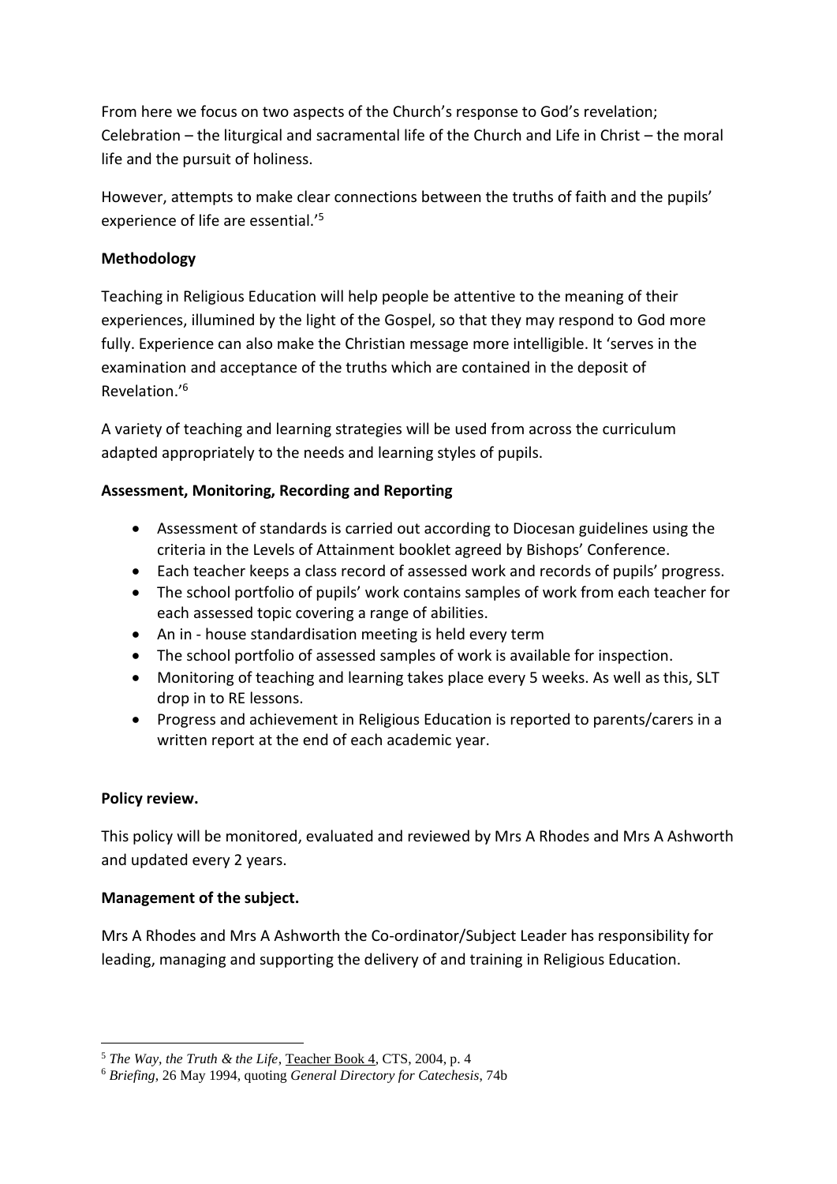From here we focus on two aspects of the Church's response to God's revelation; Celebration – the liturgical and sacramental life of the Church and Life in Christ – the moral life and the pursuit of holiness.

However, attempts to make clear connections between the truths of faith and the pupils' experience of life are essential.'[5]

**Methodology**

Teaching in Religious Education will help people be attentive to the meaning of their experiences, illumined by the light of the Gospel, so that they may respond to God more fully. Experience can also make the Christian message more intelligible. It 'serves in the examination and acceptance of the truths which are contained in the deposit of Revelation.'[6]

A variety of teaching and learning strategies will be used from across the curriculum adapted appropriately to the needs and learning styles of pupils.

**Assessment, Monitoring, Recording and Reporting**

- Assessment of standards is carried out according to Diocesan guidelines using the criteria in the Levels of Attainment booklet agreed by Bishops' Conference.
- Each teacher keeps a class record of assessed work and records of pupils' progress.
- The school portfolio of pupils' work contains samples of work from each teacher for each assessed topic covering a range of abilities.
- An in - house standardisation meeting is held every term
- The school portfolio of assessed samples of work is available for inspection.
- Monitoring of teaching and learning takes place every 5 weeks. As well as this, SLT drop in to RE lessons.
- Progress and achievement in Religious Education is reported to parents/carers in a written report at the end of each academic year.

**Policy review.**

This policy will be monitored, evaluated and reviewed by Mrs A Rhodes and Mrs A Ashworth and updated every 2 years.

**Management of the subject.**

Mrs A Rhodes and Mrs A Ashworth the Co-ordinator/Subject Leader has responsibility for leading, managing and supporting the delivery of and training in Religious Education.

---

[5] *The Way, the Truth & the Life*, Teacher Book 4, CTS, 2004, p. 4

[6] *Briefing*, 26 May 1994, quoting *General Directory for Catechesis*, 74b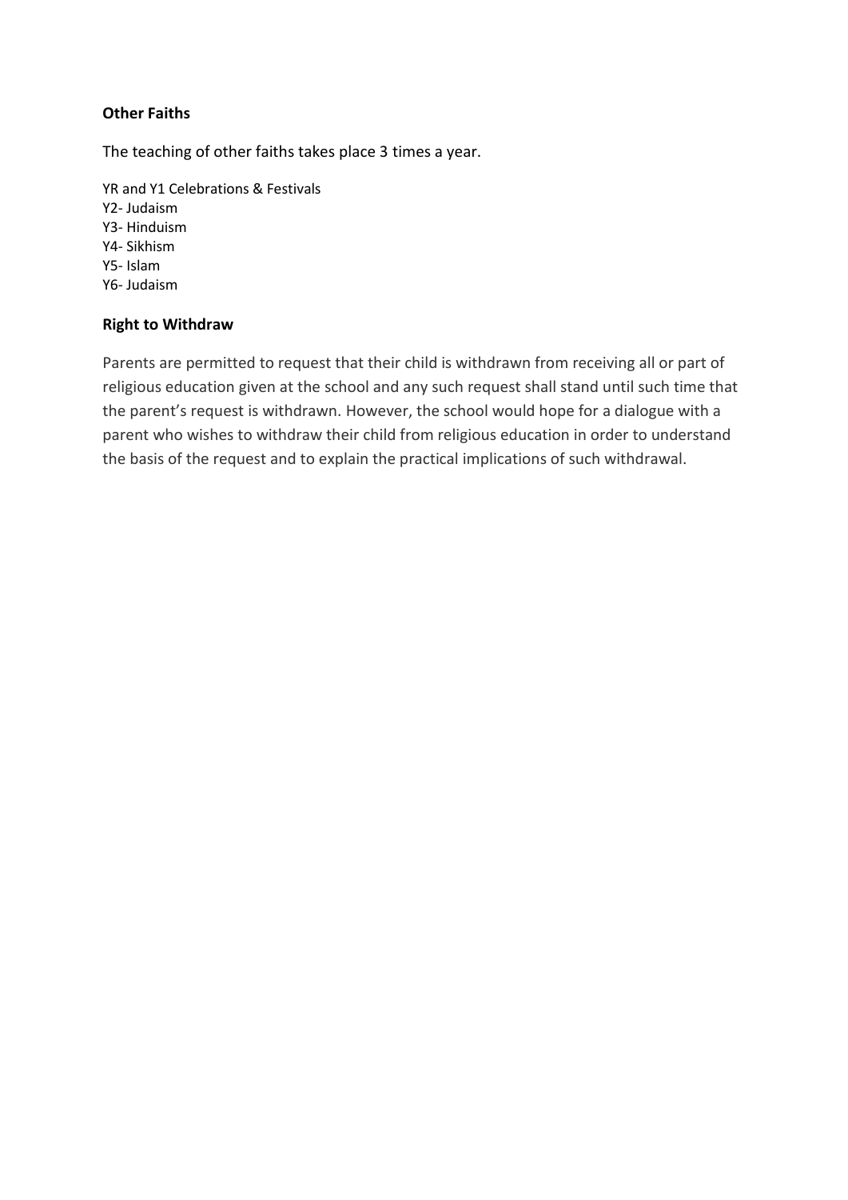**Other Faiths**

The teaching of other faiths takes place 3 times a year.

YR and Y1 Celebrations & Festivals
Y2- Judaism
Y3- Hinduism
Y4- Sikhism
Y5- Islam
Y6- Judaism

**Right to Withdraw**

Parents are permitted to request that their child is withdrawn from receiving all or part of religious education given at the school and any such request shall stand until such time that the parent's request is withdrawn. However, the school would hope for a dialogue with a parent who wishes to withdraw their child from religious education in order to understand the basis of the request and to explain the practical implications of such withdrawal.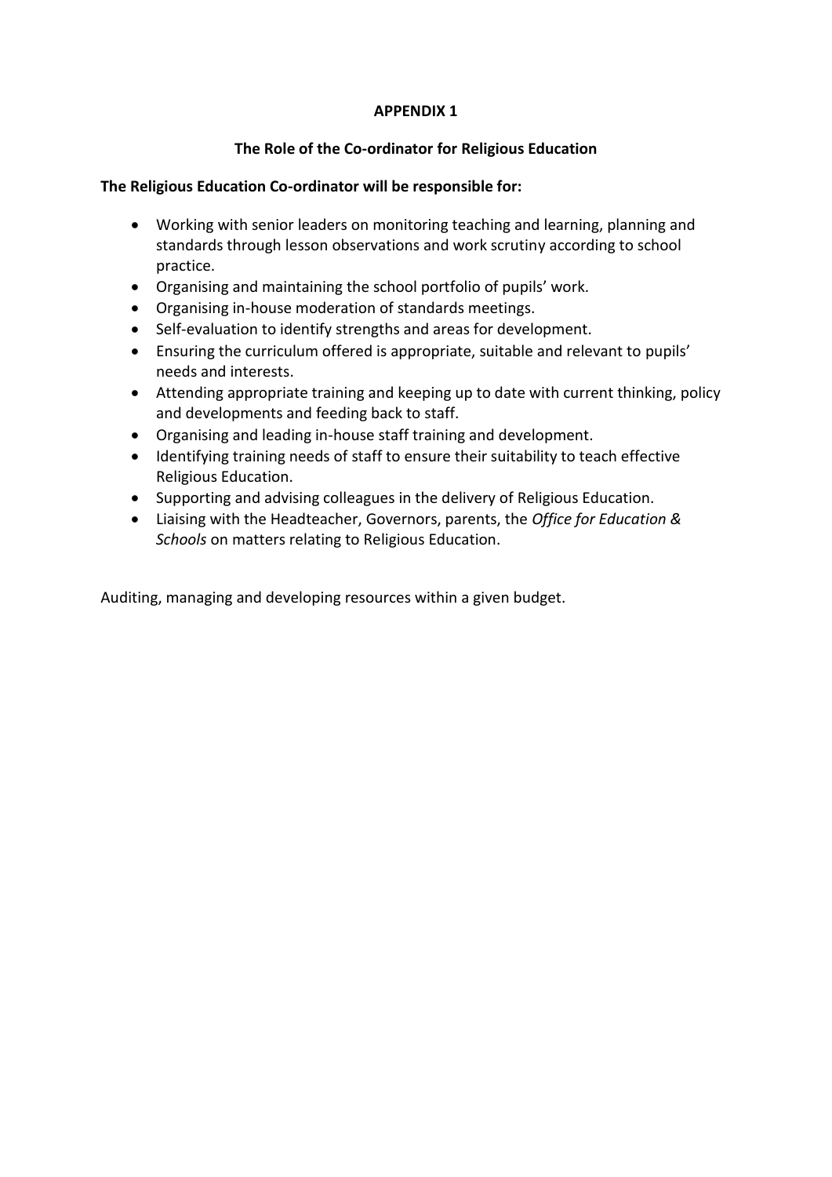**APPENDIX 1**

**The Role of the Co-ordinator for Religious Education**

**The Religious Education Co-ordinator will be responsible for:**

- Working with senior leaders on monitoring teaching and learning, planning and standards through lesson observations and work scrutiny according to school practice.
- Organising and maintaining the school portfolio of pupils' work.
- Organising in-house moderation of standards meetings.
- Self-evaluation to identify strengths and areas for development.
- Ensuring the curriculum offered is appropriate, suitable and relevant to pupils' needs and interests.
- Attending appropriate training and keeping up to date with current thinking, policy and developments and feeding back to staff.
- Organising and leading in-house staff training and development.
- Identifying training needs of staff to ensure their suitability to teach effective Religious Education.
- Supporting and advising colleagues in the delivery of Religious Education.
- Liaising with the Headteacher, Governors, parents, the *Office for Education & Schools* on matters relating to Religious Education.

Auditing, managing and developing resources within a given budget.